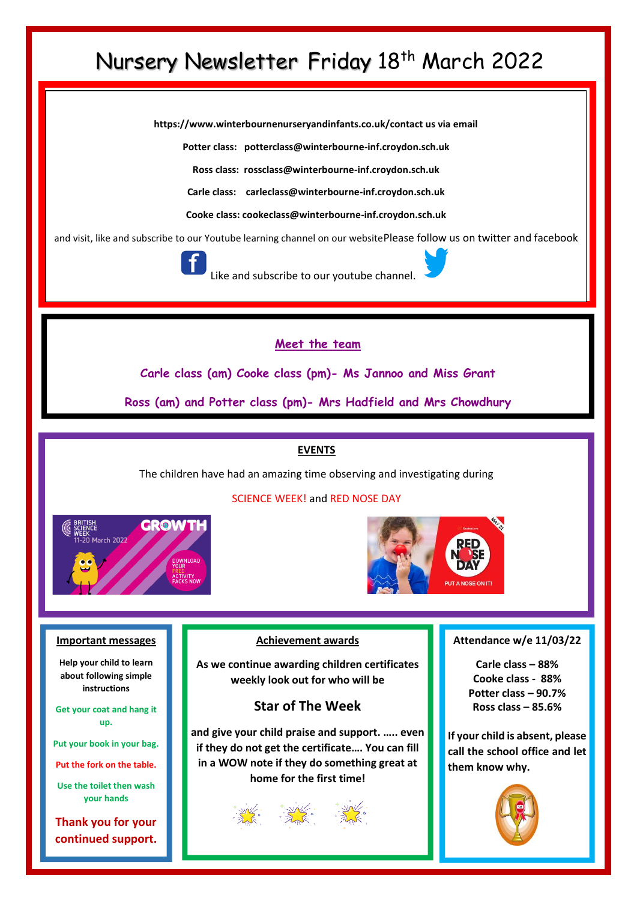# Nursery Newsletter Friday 18th March 2022

**https://www.winterbournenurseryandinfants.co.uk/contact us via email**

**Potter class: potterclass@winterbourne-inf.croydon.sch.uk**

**Ross class: rossclass@winterbourne-inf.croydon.sch.uk**

**Carle class: carleclass@winterbourne-inf.croydon.sch.uk**

**Cooke class: cookeclass@winterbourne-inf.croydon.sch.uk**

and visit, like and subscribe to our Youtube learning channel on our website Please follow us on twitter and facebook

Like and subscribe to our youtube channel.

## Meet the team

**Carle class (am) Cooke class (pm)- Ms Jannoo and Miss Grant**

**Ross (am) and Potter class (pm)- Mrs Hadfield and Mrs Chowdhury**

## EVENTS

The children have had an amazing time observing and investigating during

SCIENCE WEEK! and RED NOSE DAY

## Important messages

**Help your child to learn about following simple instructions**

**Get your coat and hang it up.**

**Put your book in your bag.**

**Put the fork on the table.**

**Use the toilet then wash your hands**

**Thank you for your continued support.**

## Achievement awards

**As we continue awarding children certificates weekly look out for who will be**

### Star of The Week

**and give your child praise and support. ….. even if they do not get the certificate…. You can fill in a WOW note if they do something great at home for the first time!**

## Attendance w/e 11/03/22

**Carle class – 88%**
**Cooke class - 88%**
**Potter class – 90.7%**
**Ross class – 85.6%**

**If your child is absent, please call the school office and let them know why.**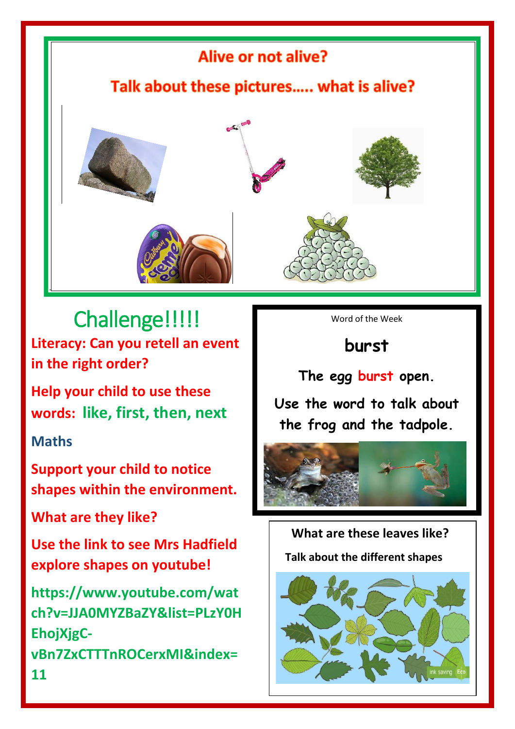## Alive or not alive?

### Talk about these pictures….. what is alive?

# Challenge!!!!!

**Literacy: Can you retell an event in the right order?**

**Help your child to use these words: like, first, then, next**

**Maths**

**Support your child to notice shapes within the environment.**

**What are they like?**

**Use the link to see Mrs Hadfield explore shapes on youtube!**

**https://www.youtube.com/watch?v=JJA0MYZBaZY&list=PLzY0HEhojXjgC-vBn7ZxCTTTnROCerxMI&index=11**

Word of the Week

## burst

The egg **burst** open.

Use the word to talk about the frog and the tadpole.

**What are these leaves like?**

**Talk about the different shapes**